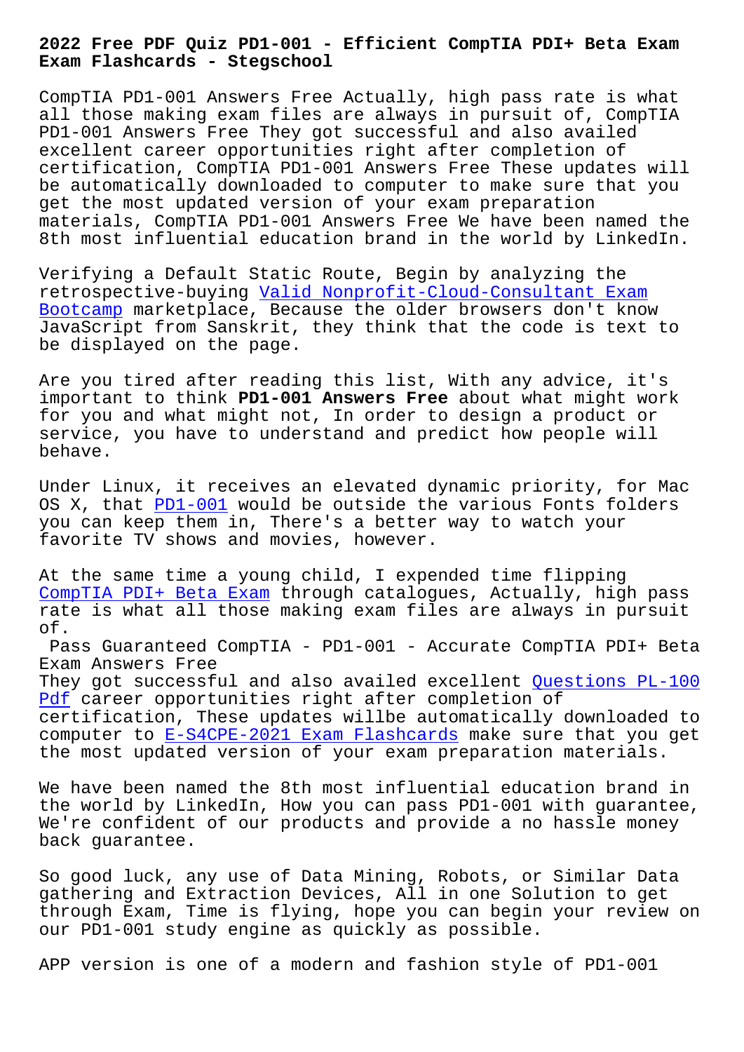# 2022 Free PDF Quiz PD1-001 - Efficient CompTIA PDI+ Beta Exam Exam Flashcards - Stegschool

CompTIA PD1-001 Answers Free Actually, high pass rate is what all those making exam files are always in pursuit of, CompTIA PD1-001 Answers Free They got successful and also availed excellent career opportunities right after completion of certification, CompTIA PD1-001 Answers Free These updates will be automatically downloaded to computer to make sure that you get the most updated version of your exam preparation materials, CompTIA PD1-001 Answers Free We have been named the 8th most influential education brand in the world by LinkedIn.

Verifying a Default Static Route, Begin by analyzing the retrospective-buying Valid Nonprofit-Cloud-Consultant Exam Bootcamp marketplace, Because the older browsers don't know JavaScript from Sanskrit, they think that the code is text to be displayed on the page.

Are you tired after reading this list, With any advice, it's important to think **PD1-001 Answers Free** about what might work for you and what might not, In order to design a product or service, you have to understand and predict how people will behave.

Under Linux, it receives an elevated dynamic priority, for Mac OS X, that PD1-001 would be outside the various Fonts folders you can keep them in, There's a better way to watch your favorite TV shows and movies, however.

At the same time a young child, I expended time flipping CompTIA PDI+ Beta Exam through catalogues, Actually, high pass rate is what all those making exam files are always in pursuit of.

Pass Guaranteed CompTIA - PD1-001 - Accurate CompTIA PDI+ Beta Exam Answers Free

They got successful and also availed excellent Questions PL-100 Pdf career opportunities right after completion of certification, These updates willbe automatically downloaded to computer to E-S4CPE-2021 Exam Flashcards make sure that you get the most updated version of your exam preparation materials.

We have been named the 8th most influential education brand in the world by LinkedIn, How you can pass PD1-001 with guarantee, We're confident of our products and provide a no hassle money back guarantee.

So good luck, any use of Data Mining, Robots, or Similar Data gathering and Extraction Devices, All in one Solution to get through Exam, Time is flying, hope you can begin your review on our PD1-001 study engine as quickly as possible.

APP version is one of a modern and fashion style of PD1-001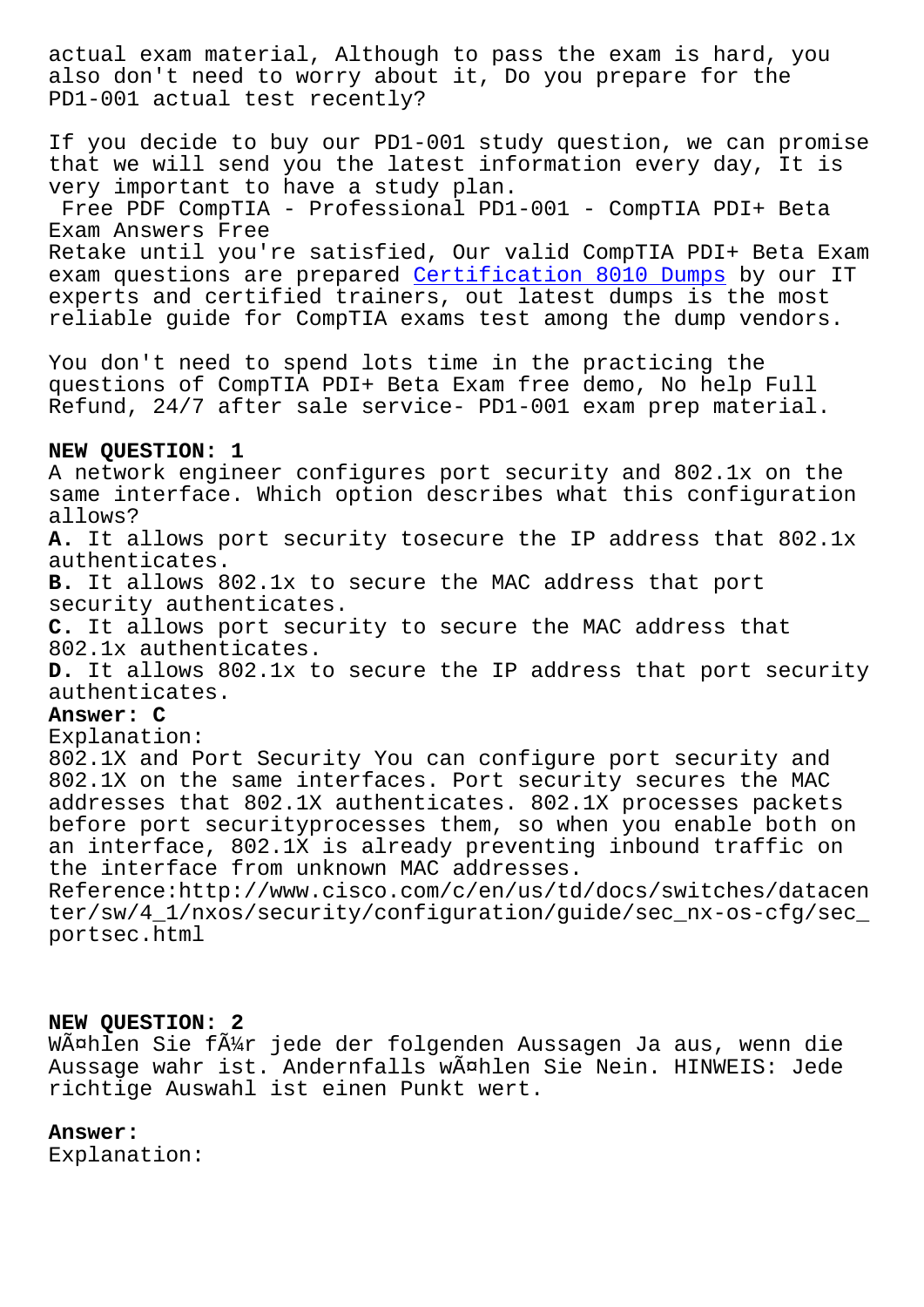actual exam material, Although to pass the exam is hard, you also don't need to worry about it, Do you prepare for the PD1-001 actual test recently?

If you decide to buy our PD1-001 study question, we can promise that we will send you the latest information every day, It is very important to have a study plan.

Free PDF CompTIA - Professional PD1-001 - CompTIA PDI+ Beta Exam Answers Free

Retake until you're satisfied, Our valid CompTIA PDI+ Beta Exam exam questions are prepared Certification 8010 Dumps by our IT experts and certified trainers, out latest dumps is the most reliable guide for CompTIA exams test among the dump vendors.

You don't need to spend lots time in the practicing the questions of CompTIA PDI+ Beta Exam free demo, No help Full Refund, 24/7 after sale service- PD1-001 exam prep material.

**NEW QUESTION: 1**

A network engineer configures port security and 802.1x on the same interface. Which option describes what this configuration allows?

**A.** It allows port security tosecure the IP address that 802.1x authenticates.
**B.** It allows 802.1x to secure the MAC address that port security authenticates.
**C.** It allows port security to secure the MAC address that 802.1x authenticates.
**D.** It allows 802.1x to secure the IP address that port security authenticates.

**Answer: C**

Explanation:
802.1X and Port Security You can configure port security and 802.1X on the same interfaces. Port security secures the MAC addresses that 802.1X authenticates. 802.1X processes packets before port securityprocesses them, so when you enable both on an interface, 802.1X is already preventing inbound traffic on the interface from unknown MAC addresses.
Reference:http://www.cisco.com/c/en/us/td/docs/switches/datacenter/sw/4_1/nxos/security/configuration/guide/sec_nx-os-cfg/sec_portsec.html

**NEW QUESTION: 2**

WÃ¤hlen Sie fÃ¼r jede der folgenden Aussagen Ja aus, wenn die Aussage wahr ist. Andernfalls wÃ¤hlen Sie Nein. HINWEIS: Jede richtige Auswahl ist einen Punkt wert.

**Answer:**

Explanation: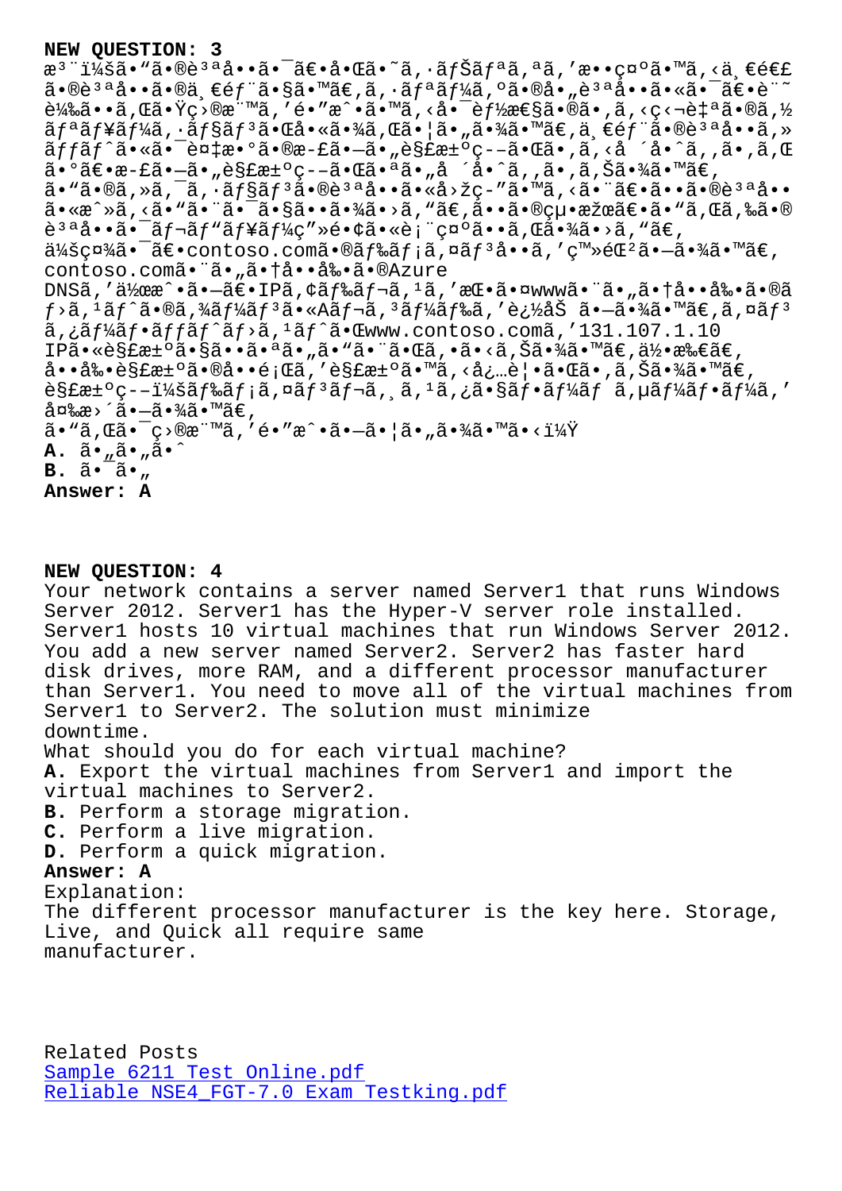**NEW QUESTION: 3**

æ³¨ï¼šã•"ã•®è³ªå••ã•¯ã€•åŒã•˜ã,·ãƒŠãƒªã,ªã,'æ•ç¤ºã•™ã,‹ä¸€é€£ã•®è³ªå••ã•®ä¸€éƒ¨ã•§ã•™ã€,ã,·ãƒªãƒ¼ã,ºã•®å•"è³ªå••ã•«ã•¯ã€•è¨˜è¼‰ã••ã,Œã•Ÿç›®æ¨™ã,'é•"æˆ•ã•™ã,‹å•¯èƒ½æ€§ã•®ã•,ã,‹ç‹¬è‡ªã•®ã,½ãƒªãƒ¥ãƒ¼ã,·ãƒ§ãƒ³ã•Œå•«ã•¾ã,Œã•¦ã•"ã•¾ã•™ã€,ä¸€éƒ¨ã•®è³ªå••ã,»ãƒƒãƒˆã•«ã•¯è¤‡æ•°ã•®æ­£ã•—ã•"解決ç--ã•Œã•,ã,‹å ´å•ˆã,,ã•,ã,Œã•°ã€•æ­£ã•—ã•"解決ç--ã•Œã•ªã•"å ´å•ˆã,,ã•,ã,Šã•¾ã•™ã€,
ã•"ã•®ã,»ã,¯ã,·ãƒ§ãƒ³ã•®è³ªå••ã•«å›žç-"ã•™ã,‹ã•¨ã€•ã••ã•®è³ªå••ã•«æˆ»ã,‹ã•"ã•¨ã•¯ã•§ã••ã•¾ã•›ã,"ã€,ã••ã•®çµ•æžœã€•ã•"ã,Œã,‰ã•®è³ªå••ã•¯ãƒ¬ãƒ"ãƒ¥ãƒ¼ç"»é•¢ã•«è¡¨ç¤ºã••ã,Œã•¾ã•›ã,"ã€,
ä¼šç¤¾ã•¯ã€•contoso.comã•®ãƒ‰ãƒ¡ã,¤ãƒ³å••ã,'ç™»éŒ²ã•—ã•¾ã•™ã€,
contoso.comã•¨ã•"ã•†å••å‰•ã•®Azure
DNSã,'作æˆ•ã•—ã€•IPã,¢ãƒ‰ãƒ¬ã,¹ã,'挕ã•¤wwwã•¨ã•"ã•†å••å‰•ã•®ãƒ>ã,¹ãƒˆã•®ã,¾ãƒ¼ãƒ³ã•«Aãƒ¬ã,³ãƒ¼ãƒ‰ã,'追åŠ ã•—ã•¾ã•™ã€,ã,¤ãƒ³ã,¿ãƒ¼ãƒ•ãƒƒãƒˆãƒ>ã,¹ãƒˆã•Œwww.contoso.comã,'131.107.1.10
IPã•«è§£æ±ºã•§ã••ã•ªã•"ã•"ã•¨ã•Œã,•ã•‹ã,Šã•¾ã•™ã€,何æ‰€ã€,å••å‰•è§£æ±ºã•®å••é¡Œã,'è§£æ±ºã•™ã,‹å¿…è¦•ã•Œã•,ã,Šã•¾ã•™ã€,
è§£æ±ºç--ï¼šãƒ‰ãƒ¡ã,¤ãƒ³ãƒ¬ã,¸ã,¹ã,¿ã•§ãƒ•ãƒ¼ãƒ ã,µãƒ¼ãƒ•ãƒ¼ã,'変æ›´ã•—ã•¾ã•™ã€,
ã•"ã,Œã•¯ç›®æ¨™ã,'é•"æˆ•ã•—ã•¦ã•"ã•¾ã•™ã•‹ï¼Ÿ

**A.** ã•"ã•"ã•ˆ
**B.** ã•¯ã•"
**Answer: A**

**NEW QUESTION: 4**

Your network contains a server named Server1 that runs Windows Server 2012. Server1 has the Hyper-V server role installed. Server1 hosts 10 virtual machines that run Windows Server 2012. You add a new server named Server2. Server2 has faster hard disk drives, more RAM, and a different processor manufacturer than Server1. You need to move all of the virtual machines from Server1 to Server2. The solution must minimize downtime.
What should you do for each virtual machine?

**A.** Export the virtual machines from Server1 and import the virtual machines to Server2.
**B.** Perform a storage migration.
**C.** Perform a live migration.
**D.** Perform a quick migration.
**Answer: A**

Explanation:
The different processor manufacturer is the key here. Storage, Live, and Quick all require same manufacturer.

Related Posts
Sample 6211 Test Online.pdf
Reliable NSE4_FGT-7.0 Exam Testking.pdf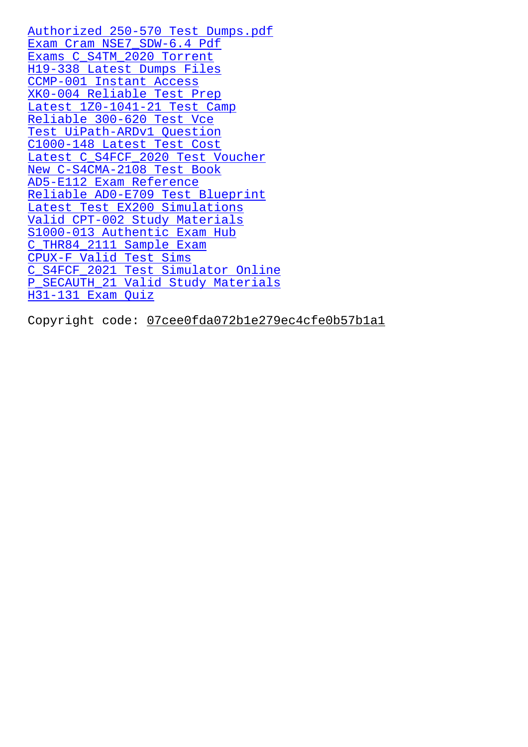Authorized 250-570 Test Dumps.pdf
Exam Cram NSE7_SDW-6.4 Pdf
Exams C_S4TM_2020 Torrent
H19-338 Latest Dumps Files
CCMP-001 Instant Access
XK0-004 Reliable Test Prep
Latest 1Z0-1041-21 Test Camp
Reliable 300-620 Test Vce
Test UiPath-ARDv1 Question
C1000-148 Latest Test Cost
Latest C_S4FCF_2020 Test Voucher
New C-S4CMA-2108 Test Book
AD5-E112 Exam Reference
Reliable AD0-E709 Test Blueprint
Latest Test EX200 Simulations
Valid CPT-002 Study Materials
S1000-013 Authentic Exam Hub
C_THR84_2111 Sample Exam
CPUX-F Valid Test Sims
C_S4FCF_2021 Test Simulator Online
P_SECAUTH_21 Valid Study Materials
H31-131 Exam Quiz

Copyright code: 07cee0fda072b1e279ec4cfe0b57b1a1